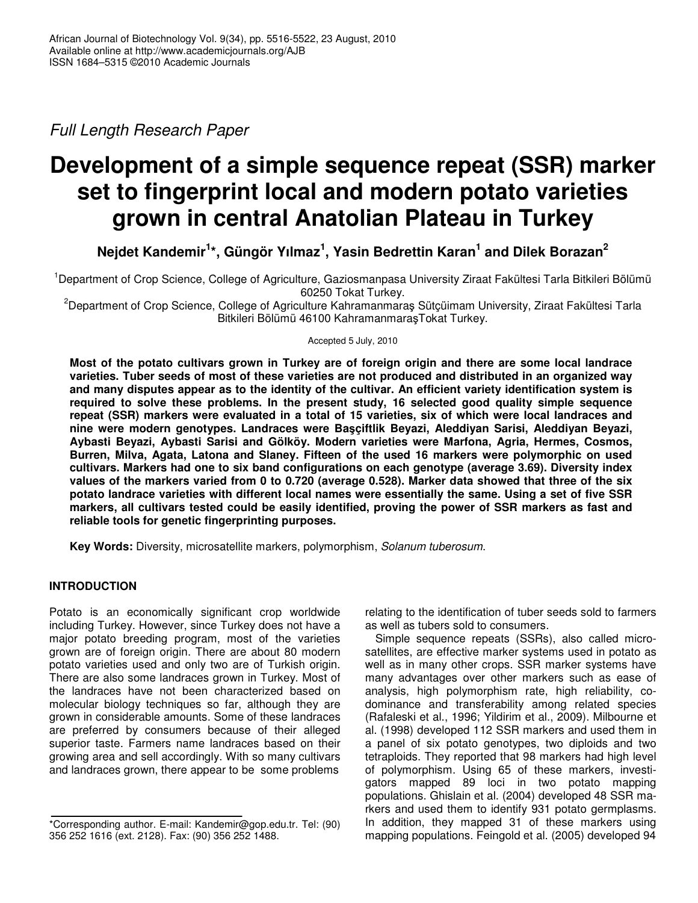Full Length Research Paper

# Development of a simple sequence repeat (SSR) marker set to fingerprint local and modern potato varieties grown in central Anatolian Plateau in Turkey

**Nejdet Kandemir[1]*, Güngör Yılmaz[1], Yasin Bedrettin Karan[1] and Dilek Borazan[2]**

[1]Department of Crop Science, College of Agriculture, Gaziosmanpasa University Ziraat Fakültesi Tarla Bitkileri Bölümü 60250 Tokat Turkey.

[2]Department of Crop Science, College of Agriculture Kahramanmaraş Sütçüimam University, Ziraat Fakültesi Tarla Bitkileri Bölümü 46100 KahramanmaraşTokat Turkey.

Accepted 5 July, 2010

**Most of the potato cultivars grown in Turkey are of foreign origin and there are some local landrace varieties. Tuber seeds of most of these varieties are not produced and distributed in an organized way and many disputes appear as to the identity of the cultivar. An efficient variety identification system is required to solve these problems. In the present study, 16 selected good quality simple sequence repeat (SSR) markers were evaluated in a total of 15 varieties, six of which were local landraces and nine were modern genotypes. Landraces were Başçiftlik Beyazi, Aleddiyan Sarisi, Aleddiyan Beyazi, Aybasti Beyazi, Aybasti Sarisi and Gölköy. Modern varieties were Marfona, Agria, Hermes, Cosmos, Burren, Milva, Agata, Latona and Slaney. Fifteen of the used 16 markers were polymorphic on used cultivars. Markers had one to six band configurations on each genotype (average 3.69). Diversity index values of the markers varied from 0 to 0.720 (average 0.528). Marker data showed that three of the six potato landrace varieties with different local names were essentially the same. Using a set of five SSR markers, all cultivars tested could be easily identified, proving the power of SSR markers as fast and reliable tools for genetic fingerprinting purposes.**

**Key Words:** Diversity, microsatellite markers, polymorphism, *Solanum tuberosum*.

## INTRODUCTION

Potato is an economically significant crop worldwide including Turkey. However, since Turkey does not have a major potato breeding program, most of the varieties grown are of foreign origin. There are about 80 modern potato varieties used and only two are of Turkish origin. There are also some landraces grown in Turkey. Most of the landraces have not been characterized based on molecular biology techniques so far, although they are grown in considerable amounts. Some of these landraces are preferred by consumers because of their alleged superior taste. Farmers name landraces based on their growing area and sell accordingly. With so many cultivars and landraces grown, there appear to be some problems relating to the identification of tuber seeds sold to farmers as well as tubers sold to consumers.

Simple sequence repeats (SSRs), also called microsatellites, are effective marker systems used in potato as well as in many other crops. SSR marker systems have many advantages over other markers such as ease of analysis, high polymorphism rate, high reliability, co-dominance and transferability among related species (Rafaleski et al., 1996; Yildirim et al., 2009). Milbourne et al. (1998) developed 112 SSR markers and used them in a panel of six potato genotypes, two diploids and two tetraploids. They reported that 98 markers had high level of polymorphism. Using 65 of these markers, investigators mapped 89 loci in two potato mapping populations. Ghislain et al. (2004) developed 48 SSR markers and used them to identify 931 potato germplasms. In addition, they mapped 31 of these markers using mapping populations. Feingold et al. (2005) developed 94

*Corresponding author. E-mail: Kandemir@gop.edu.tr. Tel: (90) 356 252 1616 (ext. 2128). Fax: (90) 356 252 1488.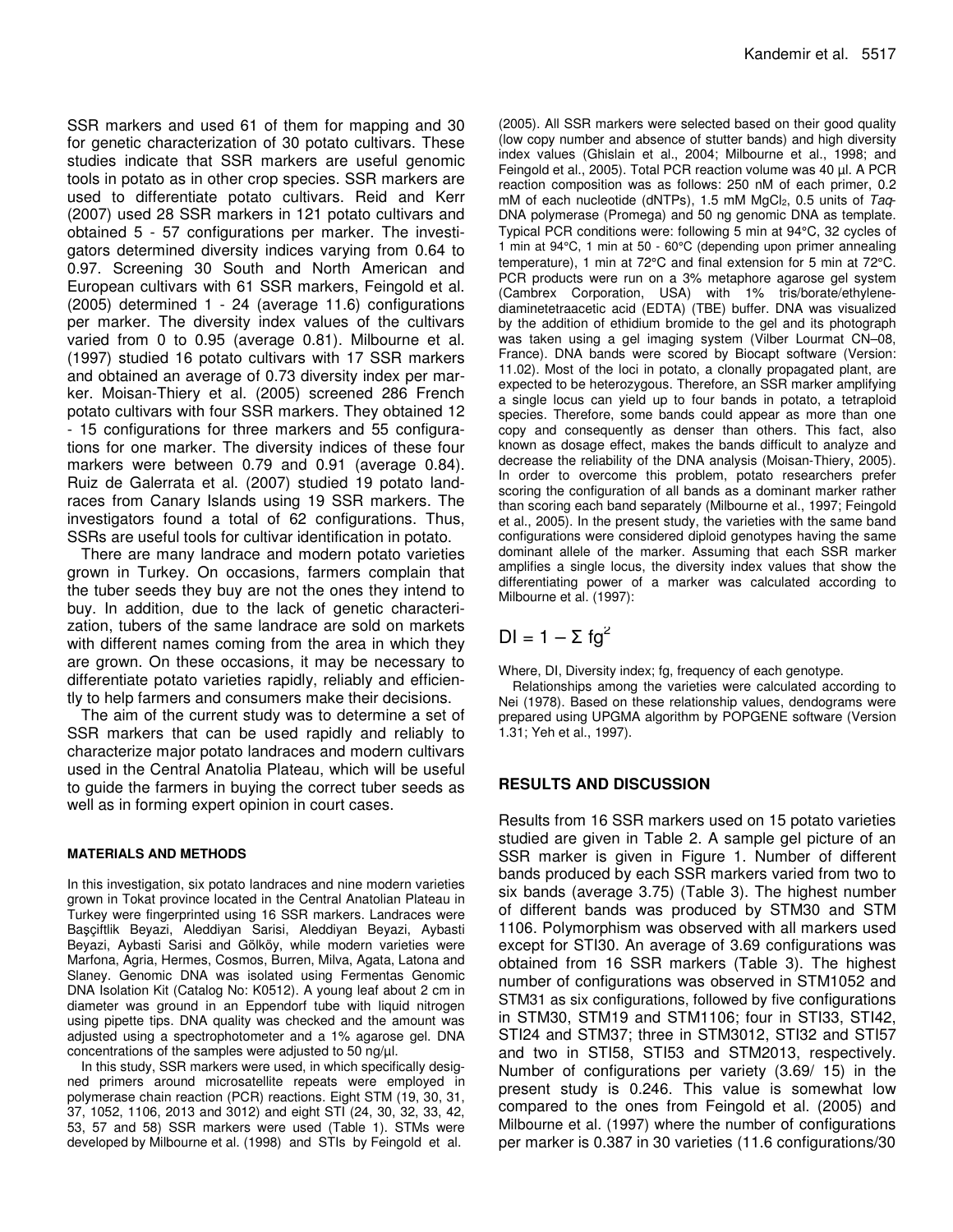SSR markers and used 61 of them for mapping and 30 for genetic characterization of 30 potato cultivars. These studies indicate that SSR markers are useful genomic tools in potato as in other crop species. SSR markers are used to differentiate potato cultivars. Reid and Kerr (2007) used 28 SSR markers in 121 potato cultivars and obtained 5 - 57 configurations per marker. The investigators determined diversity indices varying from 0.64 to 0.97. Screening 30 South and North American and European cultivars with 61 SSR markers, Feingold et al. (2005) determined 1 - 24 (average 11.6) configurations per marker. The diversity index values of the cultivars varied from 0 to 0.95 (average 0.81). Milbourne et al. (1997) studied 16 potato cultivars with 17 SSR markers and obtained an average of 0.73 diversity index per marker. Moisan-Thiery et al. (2005) screened 286 French potato cultivars with four SSR markers. They obtained 12 - 15 configurations for three markers and 55 configurations for one marker. The diversity indices of these four markers were between 0.79 and 0.91 (average 0.84). Ruiz de Galerrata et al. (2007) studied 19 potato landraces from Canary Islands using 19 SSR markers. The investigators found a total of 62 configurations. Thus, SSRs are useful tools for cultivar identification in potato.

There are many landrace and modern potato varieties grown in Turkey. On occasions, farmers complain that the tuber seeds they buy are not the ones they intend to buy. In addition, due to the lack of genetic characterization, tubers of the same landrace are sold on markets with different names coming from the area in which they are grown. On these occasions, it may be necessary to differentiate potato varieties rapidly, reliably and efficiently to help farmers and consumers make their decisions.

The aim of the current study was to determine a set of SSR markers that can be used rapidly and reliably to characterize major potato landraces and modern cultivars used in the Central Anatolia Plateau, which will be useful to guide the farmers in buying the correct tuber seeds as well as in forming expert opinion in court cases.

## MATERIALS AND METHODS

In this investigation, six potato landraces and nine modern varieties grown in Tokat province located in the Central Anatolian Plateau in Turkey were fingerprinted using 16 SSR markers. Landraces were Başçiftlik Beyazi, Aleddiyan Sarisi, Aleddiyan Beyazi, Aybasti Beyazi, Aybasti Sarisi and Gölköy, while modern varieties were Marfona, Agria, Hermes, Cosmos, Burren, Milva, Agata, Latona and Slaney. Genomic DNA was isolated using Fermentas Genomic DNA Isolation Kit (Catalog No: K0512). A young leaf about 2 cm in diameter was ground in an Eppendorf tube with liquid nitrogen using pipette tips. DNA quality was checked and the amount was adjusted using a spectrophotometer and a 1% agarose gel. DNA concentrations of the samples were adjusted to 50 ng/µl.

In this study, SSR markers were used, in which specifically designed primers around microsatellite repeats were employed in polymerase chain reaction (PCR) reactions. Eight STM (19, 30, 31, 37, 1052, 1106, 2013 and 3012) and eight STI (24, 30, 32, 33, 42, 53, 57 and 58) SSR markers were used (Table 1). STMs were developed by Milbourne et al. (1998) and STIs by Feingold et al. (2005). All SSR markers were selected based on their good quality (low copy number and absence of stutter bands) and high diversity index values (Ghislain et al., 2004; Milbourne et al., 1998; and Feingold et al., 2005). Total PCR reaction volume was 40 µl. A PCR reaction composition was as follows: 250 nM of each primer, 0.2 mM of each nucleotide (dNTPs), 1.5 mM $MgCl_2$, 0.5 units of *Taq*-DNA polymerase (Promega) and 50 ng genomic DNA as template. Typical PCR conditions were: following 5 min at 94°C, 32 cycles of 1 min at 94°C, 1 min at 50 - 60°C (depending upon primer annealing temperature), 1 min at 72°C and final extension for 5 min at 72°C. PCR products were run on a 3% metaphore agarose gel system (Cambrex Corporation, USA) with 1% tris/borate/ethylenediaminetetraacetic acid (EDTA) (TBE) buffer. DNA was visualized by the addition of ethidium bromide to the gel and its photograph was taken using a gel imaging system (Vilber Lourmat CN–08, France). DNA bands were scored by Biocapt software (Version: 11.02). Most of the loci in potato, a clonally propagated plant, are expected to be heterozygous. Therefore, an SSR marker amplifying a single locus can yield up to four bands in potato, a tetraploid species. Therefore, some bands could appear as more than one copy and consequently as denser than others. This fact, also known as dosage effect, makes the bands difficult to analyze and decrease the reliability of the DNA analysis (Moisan-Thiery, 2005). In order to overcome this problem, potato researchers prefer scoring the configuration of all bands as a dominant marker rather than scoring each band separately (Milbourne et al., 1997; Feingold et al., 2005). In the present study, the varieties with the same band configurations were considered diploid genotypes having the same dominant allele of the marker. Assuming that each SSR marker amplifies a single locus, the diversity index values that show the differentiating power of a marker was calculated according to Milbourne et al. (1997):

$$DI = 1 - \Sigma fg^2$$

Where, DI, Diversity index; fg, frequency of each genotype.

Relationships among the varieties were calculated according to Nei (1978). Based on these relationship values, dendograms were prepared using UPGMA algorithm by POPGENE software (Version 1.31; Yeh et al., 1997).

## RESULTS AND DISCUSSION

Results from 16 SSR markers used on 15 potato varieties studied are given in Table 2. A sample gel picture of an SSR marker is given in Figure 1. Number of different bands produced by each SSR markers varied from two to six bands (average 3.75) (Table 3). The highest number of different bands was produced by STM30 and STM 1106. Polymorphism was observed with all markers used except for STI30. An average of 3.69 configurations was obtained from 16 SSR markers (Table 3). The highest number of configurations was observed in STM1052 and STM31 as six configurations, followed by five configurations in STM30, STM19 and STM1106; four in STI33, STI42, STI24 and STM37; three in STM3012, STI32 and STI57 and two in STI58, STI53 and STM2013, respectively. Number of configurations per variety (3.69/ 15) in the present study is 0.246. This value is somewhat low compared to the ones from Feingold et al. (2005) and Milbourne et al. (1997) where the number of configurations per marker is 0.387 in 30 varieties (11.6 configurations/30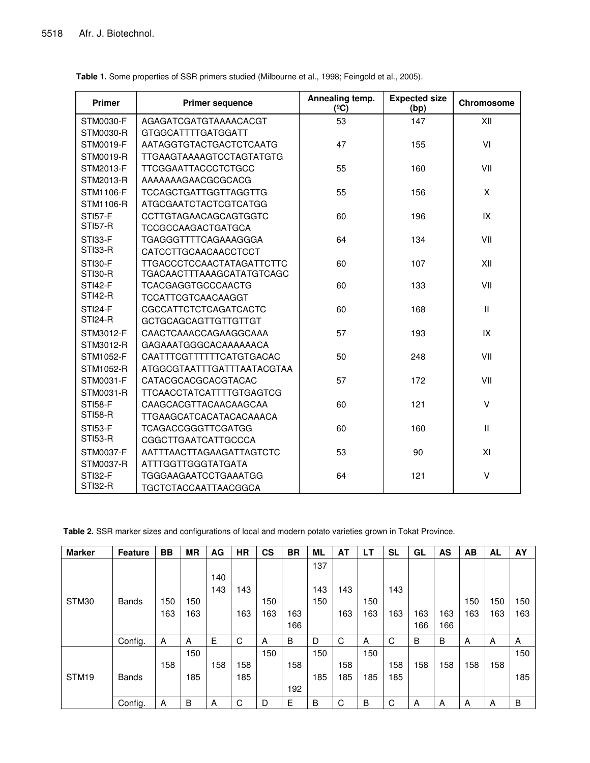**Table 1.** Some properties of SSR primers studied (Milbourne et al., 1998; Feingold et al., 2005).

| Primer | Primer sequence | Annealing temp. (ºC) | Expected size (bp) | Chromosome |
|---|---|---|---|---|
| STM0030-F<br>STM0030-R | AGAGATCGATGTAAAACACGT<br>GTGGCATTTTGATGGATT | 53 | 147 | XII |
| STM0019-F<br>STM0019-R | AATAGGTGTACTGACTCTCAATG<br>TTGAAGTAAAAGTCCTAGTATGTG | 47 | 155 | VI |
| STM2013-F<br>STM2013-R | TTCGGAATTACCCTCTGCC<br>AAAAAAAGAACGCGCACG | 55 | 160 | VII |
| STM1106-F<br>STM1106-R | TCCAGCTGATTGGTTAGGTTG<br>ATGCGAATCTACTCGTCATGG | 55 | 156 | X |
| STI57-F<br>STI57-R | CCTTGTAGAACAGCAGTGGTC<br>TCCGCCAAGACTGATGCA | 60 | 196 | IX |
| STI33-F<br>STI33-R | TGAGGGTTTTCAGAAAGGGA<br>CATCCTTGCAACAACCTCCT | 64 | 134 | VII |
| STI30-F<br>STI30-R | TTGACCCTCCAACTATAGATTCTTC<br>TGACAACTTTAAAGCATATGTCAGC | 60 | 107 | XII |
| STI42-F<br>STI42-R | TCACGAGGTGCCCAACTG<br>TCCATTCGTCAACAAGGT | 60 | 133 | VII |
| STI24-F<br>STI24-R | CGCCATTCTCTCAGATCACTC<br>GCTGCAGCAGTTGTTGTTGT | 60 | 168 | II |
| STM3012-F<br>STM3012-R | CAACTCAAACCAGAAGGCAAA<br>GAGAAATGGGCACAAAAAACA | 57 | 193 | IX |
| STM1052-F<br>STM1052-R | CAATTTCGTTTTTTCATGTGACAC<br>ATGGCGTAATTTGATTTAATACGTAA | 50 | 248 | VII |
| STM0031-F<br>STM0031-R | CATACGCACGCACGTACAC<br>TTCAACCTATCATTTTGTGAGTCG | 57 | 172 | VII |
| STI58-F<br>STI58-R | CAAGCACGTTACAACAAGCAA<br>TTGAAGCATCACATACACAAACA | 60 | 121 | V |
| STI53-F<br>STI53-R | TCAGACCGGGTTCGATGG<br>CGGCTTGAATCATTGCCCA | 60 | 160 | II |
| STM0037-F<br>STM0037-R | AATTTAACTTAGAAGATTAGTCTC<br>ATTTGGTTGGGTATGATA | 53 | 90 | XI |
| STI32-F<br>STI32-R | TGGGAAGAATCCTGAAATGG<br>TGCTCTACCAATTAACGGCA | 64 | 121 | V |

**Table 2.** SSR marker sizes and configurations of local and modern potato varieties grown in Tokat Province.

| Marker | Feature | BB | MR | AG | HR | CS | BR | ML | AT | LT | SL | GL | AS | AB | AL | AY |
|---|---|---|---|---|---|---|---|---|---|---|---|---|---|---|---|---|
| STM30 | Bands | 150<br>163 | 150<br>163 | 140<br>143 | 143<br>163 | 150<br>163 | 163<br>166 | 137<br>143<br>150 | 143<br>163 | 150<br>163 | 143<br>163 | 163<br>166 | 163<br>166 | 150<br>163 | 150<br>163 | 150<br>163 |
| | Config. | A | A | E | C | A | B | D | C | A | C | B | B | A | A | A |
| STM19 | Bands | 158 | 150<br>185 | 158 | 158<br>185 | 150 | 158<br>192 | 150<br>185 | 158<br>185 | 150<br>185 | 158<br>185 | 158 | 158 | 158 | 158 | 150<br>185 |
| | Config. | A | B | A | C | D | E | B | C | B | C | A | A | A | A | B |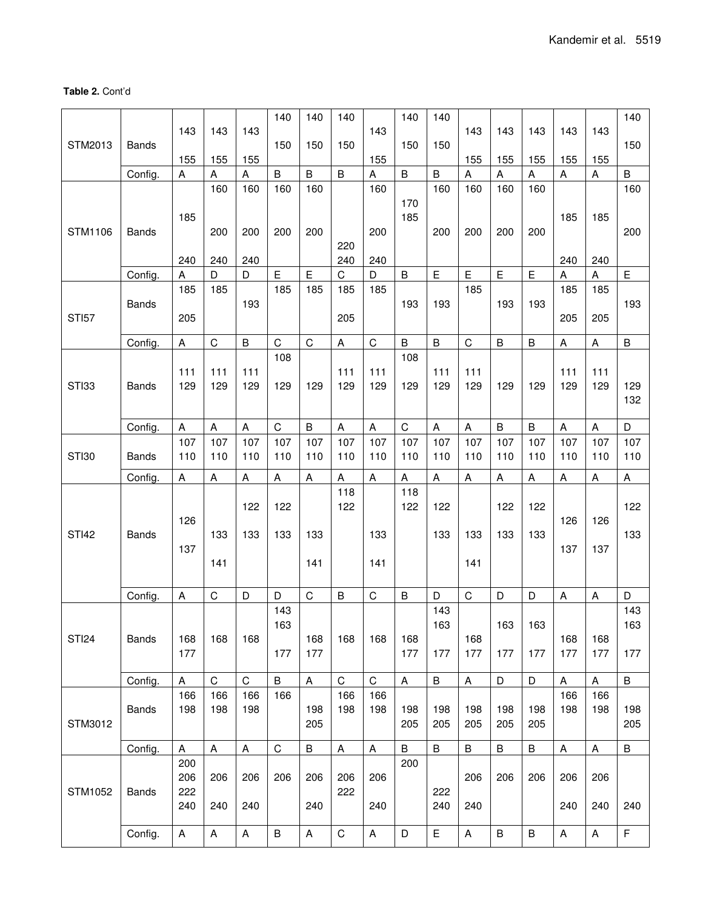**Table 2.** Cont'd

| | | | | | | | | | | | | | | | | |
|---|---|---|---|---|---|---|---|---|---|---|---|---|---|---|---|---|
| STM2013 | Bands | 143 155 | 143 155 | 143 155 | 140 150 | 140 150 | 140 150 | 143 155 | 140 150 | 140 150 | 143 155 | 143 155 | 143 155 | 143 155 | 143 155 | 140 150 |
| | Config. | A | A | A | B | B | B | A | B | B | A | A | A | A | A | B |
| STM1106 | Bands | 185 240 | 160 200 240 | 160 200 240 | 160 200 | 160 200 | 220 240 | 160 200 240 | 170 185 | 160 200 | 160 200 | 160 200 | 160 200 | 185 240 | 185 240 | 160 200 |
| | Config. | A | D | D | E | E | C | D | B | E | E | E | E | A | A | E |
| STI57 | Bands | 185 205 | 185 | 193 | 185 | 185 | 185 205 | 185 | 193 | 193 | 185 | 193 | 193 | 185 205 | 185 205 | 193 |
| | Config. | A | C | B | C | C | A | C | B | B | C | B | B | A | A | B |
| STI33 | Bands | 111 129 | 111 129 | 111 129 | 108 129 | 129 | 111 129 | 111 129 | 108 129 | 111 129 | 111 129 | 129 | 129 | 111 129 | 111 129 | 129 132 |
| | Config. | A | A | A | C | B | A | A | C | A | A | B | B | A | A | D |
| STI30 | Bands | 107 110 | 107 110 | 107 110 | 107 110 | 107 110 | 107 110 | 107 110 | 107 110 | 107 110 | 107 110 | 107 110 | 107 110 | 107 110 | 107 110 | 107 110 |
| | Config. | A | A | A | A | A | A | A | A | A | A | A | A | A | A | A |
| STI42 | Bands | 126 137 | 133 141 | 122 133 | 122 133 | 133 141 | 118 122 | 133 141 | 118 122 | 122 133 | 133 141 | 122 133 | 122 133 | 126 137 | 126 137 | 122 133 |
| | Config. | A | C | D | D | C | B | C | B | D | C | D | D | A | A | D |
| STI24 | Bands | 168 177 | 168 | 168 | 143 163 177 | 168 177 | 168 | 168 | 168 177 | 143 163 177 | 168 177 | 163 177 | 163 177 | 168 177 | 168 177 | 143 163 177 |
| | Config. | A | C | C | B | A | C | C | A | B | A | D | D | A | A | B |
| STM3012 | Bands | 166 198 | 166 198 | 166 198 | 166 | 198 205 | 166 198 | 166 198 | 198 205 | 198 205 | 198 205 | 198 205 | 198 205 | 166 198 | 166 198 | 198 205 |
| | Config. | A | A | A | C | B | A | A | B | B | B | B | B | A | A | B |
| STM1052 | Bands | 200 206 222 240 | 206 240 | 206 240 | 206 | 206 240 | 206 222 | 206 240 | 200 | 222 240 | 206 240 | 206 | 206 | 206 240 | 206 240 | 240 |
| | Config. | A | A | A | B | A | C | A | D | E | A | B | B | A | A | F |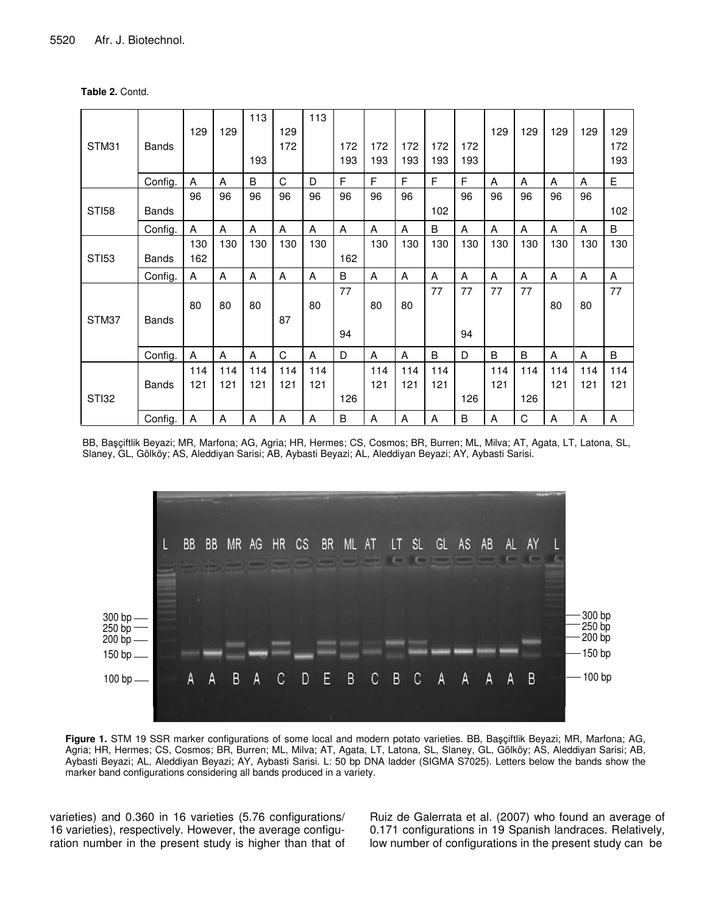**Table 2.** Contd.

| | | | | | | | | | | | | | | | | |
|---|---|---|---|---|---|---|---|---|---|---|---|---|---|---|---|---|
| STM31 | Bands | 129 | 129 | 113 193 | 129 172 | 113 | 172 193 | 172 193 | 172 193 | 172 193 | 172 193 | 129 | 129 | 129 | 129 | 129 172 193 |
| | Config. | A | A | B | C | D | F | F | F | F | F | A | A | A | A | E |
| STI58 | Bands | 96 | 96 | 96 | 96 | 96 | 96 | 96 | 96 | 102 | 96 | 96 | 96 | 96 | 96 | 102 |
| | Config. | A | A | A | A | A | A | A | A | B | A | A | A | A | A | B |
| STI53 | Bands | 130 162 | 130 | 130 | 130 | 130 | 162 | 130 | 130 | 130 | 130 | 130 | 130 | 130 | 130 | 130 |
| | Config. | A | A | A | A | A | B | A | A | A | A | A | A | A | A | A |
| STM37 | Bands | 80 | 80 | 80 | 87 | 80 | 77 94 | 80 | 80 | 77 | 77 94 | 77 | 77 | 80 | 80 | 77 |
| | Config. | A | A | A | C | A | D | A | A | B | D | B | B | A | A | B |
| STI32 | Bands | 114 121 | 114 121 | 114 121 | 114 121 | 114 121 | 126 | 114 121 | 114 121 | 114 121 | 126 | 114 121 | 114 126 | 114 121 | 114 121 | 114 121 |
| | Config. | A | A | A | A | A | B | A | A | A | B | A | C | A | A | A |

BB, Başçiftlik Beyazi; MR, Marfona; AG, Agria; HR, Hermes; CS, Cosmos; BR, Burren; ML, Milva; AT, Agata, LT, Latona, SL, Slaney, GL, Gölköy; AS, Aleddiyan Sarisi; AB, Aybasti Beyazi; AL, Aleddiyan Beyazi; AY, Aybasti Sarisi.

**Figure 1.** STM 19 SSR marker configurations of some local and modern potato varieties. BB, Başçiftlik Beyazi; MR, Marfona; AG, Agria; HR, Hermes; CS, Cosmos; BR, Burren; ML, Milva; AT, Agata, LT, Latona, SL, Slaney, GL, Gölköy; AS, Aleddiyan Sarisi; AB, Aybasti Beyazi; AL, Aleddiyan Beyazi; AY, Aybasti Sarisi. L: 50 bp DNA ladder (SIGMA S7025). Letters below the bands show the marker band configurations considering all bands produced in a variety.

varieties) and 0.360 in 16 varieties (5.76 configurations/ 16 varieties), respectively. However, the average configuration number in the present study is higher than that of Ruiz de Galerrata et al. (2007) who found an average of 0.171 configurations in 19 Spanish landraces. Relatively, low number of configurations in the present study can be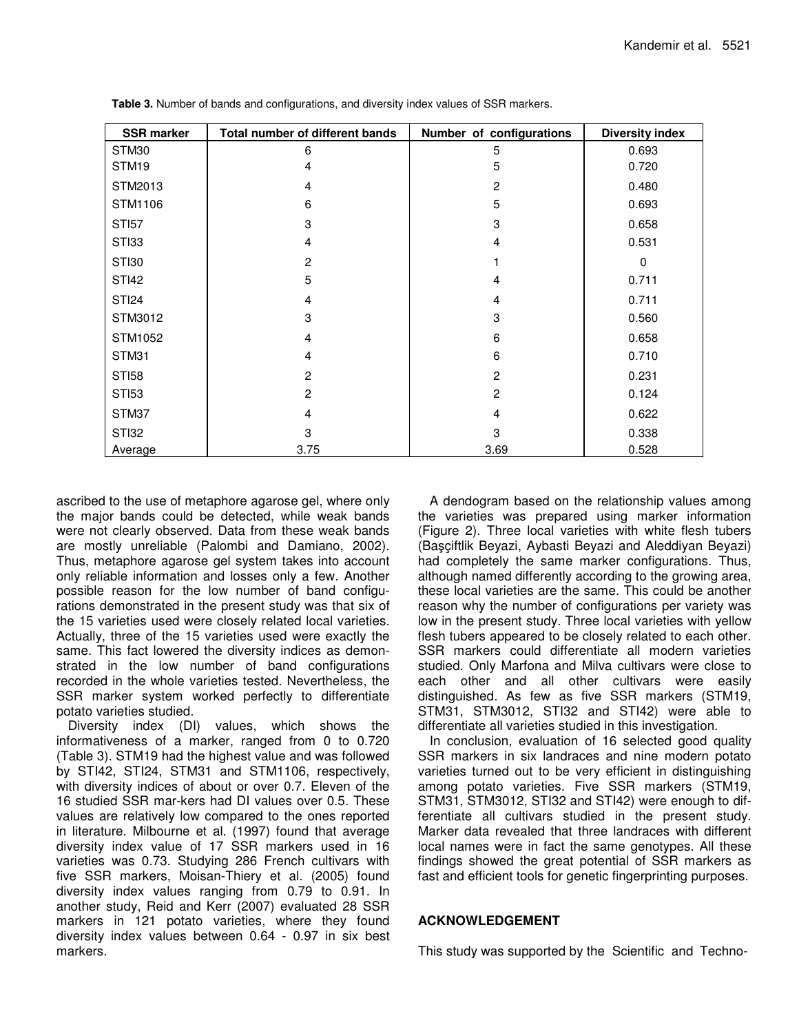**Table 3.** Number of bands and configurations, and diversity index values of SSR markers.

| SSR marker | Total number of different bands | Number of configurations | Diversity index |
|---|---|---|---|
| STM30 | 6 | 5 | 0.693 |
| STM19 | 4 | 5 | 0.720 |
| STM2013 | 4 | 2 | 0.480 |
| STM1106 | 6 | 5 | 0.693 |
| STI57 | 3 | 3 | 0.658 |
| STI33 | 4 | 4 | 0.531 |
| STI30 | 2 | 1 | 0 |
| STI42 | 5 | 4 | 0.711 |
| STI24 | 4 | 4 | 0.711 |
| STM3012 | 3 | 3 | 0.560 |
| STM1052 | 4 | 6 | 0.658 |
| STM31 | 4 | 6 | 0.710 |
| STI58 | 2 | 2 | 0.231 |
| STI53 | 2 | 2 | 0.124 |
| STM37 | 4 | 4 | 0.622 |
| STI32 | 3 | 3 | 0.338 |
| Average | 3.75 | 3.69 | 0.528 |

ascribed to the use of metaphore agarose gel, where only the major bands could be detected, while weak bands were not clearly observed. Data from these weak bands are mostly unreliable (Palombi and Damiano, 2002). Thus, metaphore agarose gel system takes into account only reliable information and losses only a few. Another possible reason for the low number of band configurations demonstrated in the present study was that six of the 15 varieties used were closely related local varieties. Actually, three of the 15 varieties used were exactly the same. This fact lowered the diversity indices as demonstrated in the low number of band configurations recorded in the whole varieties tested. Nevertheless, the SSR marker system worked perfectly to differentiate potato varieties studied.

Diversity index (DI) values, which shows the informativeness of a marker, ranged from 0 to 0.720 (Table 3). STM19 had the highest value and was followed by STI42, STI24, STM31 and STM1106, respectively, with diversity indices of about or over 0.7. Eleven of the 16 studied SSR mar-kers had DI values over 0.5. These values are relatively low compared to the ones reported in literature. Milbourne et al. (1997) found that average diversity index value of 17 SSR markers used in 16 varieties was 0.73. Studying 286 French cultivars with five SSR markers, Moisan-Thiery et al. (2005) found diversity index values ranging from 0.79 to 0.91. In another study, Reid and Kerr (2007) evaluated 28 SSR markers in 121 potato varieties, where they found diversity index values between 0.64 - 0.97 in six best markers.

A dendogram based on the relationship values among the varieties was prepared using marker information (Figure 2). Three local varieties with white flesh tubers (Başçiftlik Beyazi, Aybasti Beyazi and Aleddiyan Beyazi) had completely the same marker configurations. Thus, although named differently according to the growing area, these local varieties are the same. This could be another reason why the number of configurations per variety was low in the present study. Three local varieties with yellow flesh tubers appeared to be closely related to each other. SSR markers could differentiate all modern varieties studied. Only Marfona and Milva cultivars were close to each other and all other cultivars were easily distinguished. As few as five SSR markers (STM19, STM31, STM3012, STI32 and STI42) were able to differentiate all varieties studied in this investigation.

In conclusion, evaluation of 16 selected good quality SSR markers in six landraces and nine modern potato varieties turned out to be very efficient in distinguishing among potato varieties. Five SSR markers (STM19, STM31, STM3012, STI32 and STI42) were enough to differentiate all cultivars studied in the present study. Marker data revealed that three landraces with different local names were in fact the same genotypes. All these findings showed the great potential of SSR markers as fast and efficient tools for genetic fingerprinting purposes.

## ACKNOWLEDGEMENT

This study was supported by the Scientific and Techno-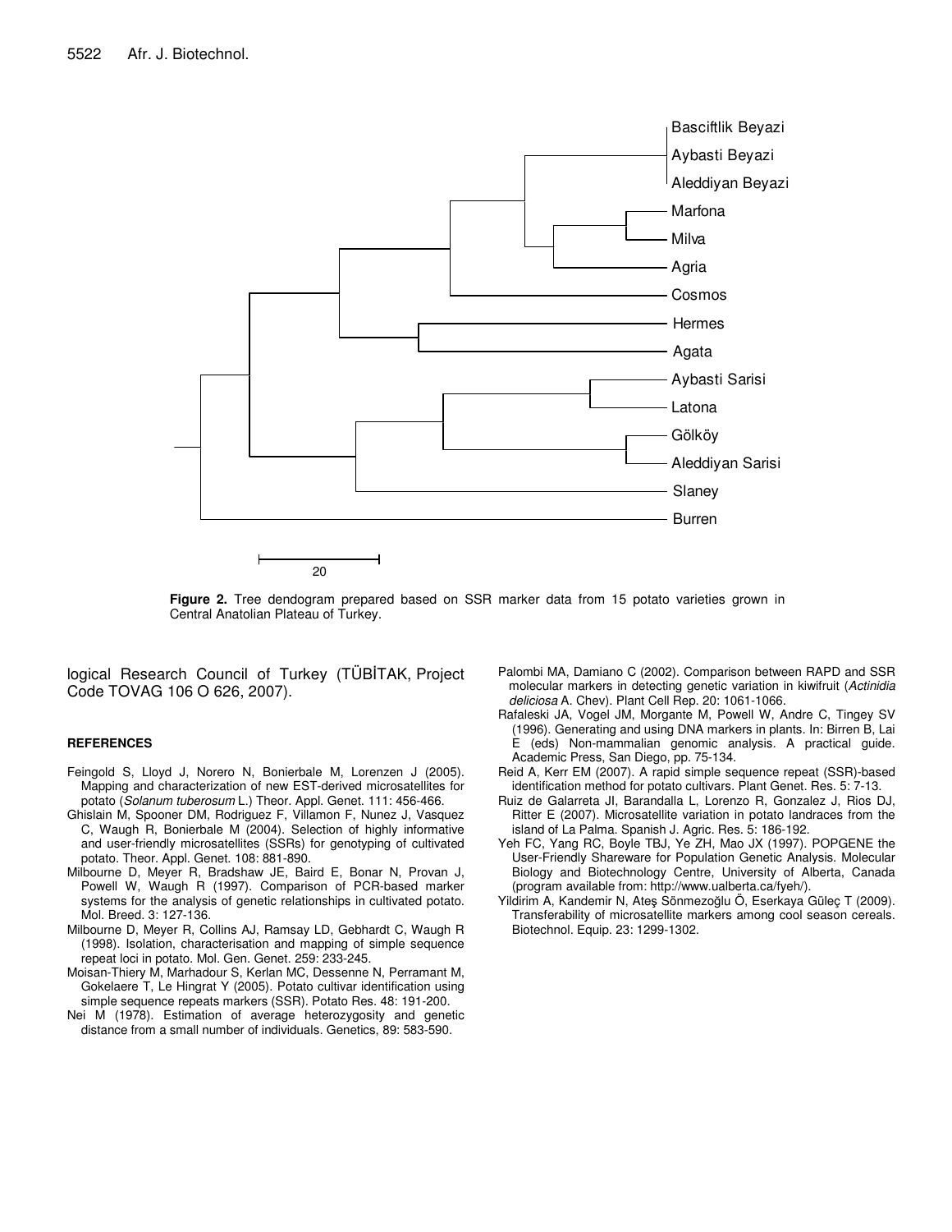Basciftlik Beyazi
Aybasti Beyazi
Aleddiyan Beyazi
Marfona
Milva
Agria
Cosmos
Hermes
Agata
Aybasti Sarisi
Latona
Gölköy
Aleddiyan Sarisi
Slaney
Burren

20

**Figure 2.** Tree dendogram prepared based on SSR marker data from 15 potato varieties grown in Central Anatolian Plateau of Turkey.

logical Research Council of Turkey (TÜBİTAK, Project Code TOVAG 106 O 626, 2007).

## REFERENCES

Feingold S, Lloyd J, Norero N, Bonierbale M, Lorenzen J (2005). Mapping and characterization of new EST-derived microsatellites for potato (*Solanum tuberosum* L.) Theor. Appl. Genet. 111: 456-466.

Ghislain M, Spooner DM, Rodriguez F, Villamon F, Nunez J, Vasquez C, Waugh R, Bonierbale M (2004). Selection of highly informative and user-friendly microsatellites (SSRs) for genotyping of cultivated potato. Theor. Appl. Genet. 108: 881-890.

Milbourne D, Meyer R, Bradshaw JE, Baird E, Bonar N, Provan J, Powell W, Waugh R (1997). Comparison of PCR-based marker systems for the analysis of genetic relationships in cultivated potato. Mol. Breed. 3: 127-136.

Milbourne D, Meyer R, Collins AJ, Ramsay LD, Gebhardt C, Waugh R (1998). Isolation, characterisation and mapping of simple sequence repeat loci in potato. Mol. Gen. Genet. 259: 233-245.

Moisan-Thiery M, Marhadour S, Kerlan MC, Dessenne N, Perramant M, Gokelaere T, Le Hingrat Y (2005). Potato cultivar identification using simple sequence repeats markers (SSR). Potato Res. 48: 191-200.

Nei M (1978). Estimation of average heterozygosity and genetic distance from a small number of individuals. Genetics, 89: 583-590.

Palombi MA, Damiano C (2002). Comparison between RAPD and SSR molecular markers in detecting genetic variation in kiwifruit (*Actinidia deliciosa* A. Chev). Plant Cell Rep. 20: 1061-1066.

Rafaleski JA, Vogel JM, Morgante M, Powell W, Andre C, Tingey SV (1996). Generating and using DNA markers in plants. In: Birren B, Lai E (eds) Non-mammalian genomic analysis. A practical guide. Academic Press, San Diego, pp. 75-134.

Reid A, Kerr EM (2007). A rapid simple sequence repeat (SSR)-based identification method for potato cultivars. Plant Genet. Res. 5: 7-13.

Ruiz de Galarreta JI, Barandalla L, Lorenzo R, Gonzalez J, Rios DJ, Ritter E (2007). Microsatellite variation in potato landraces from the island of La Palma. Spanish J. Agric. Res. 5: 186-192.

Yeh FC, Yang RC, Boyle TBJ, Ye ZH, Mao JX (1997). POPGENE the User-Friendly Shareware for Population Genetic Analysis. Molecular Biology and Biotechnology Centre, University of Alberta, Canada (program available from: http://www.ualberta.ca/fyeh/).

Yildirim A, Kandemir N, Ateş Sönmezoğlu Ö, Eserkaya Güleç T (2009). Transferability of microsatellite markers among cool season cereals. Biotechnol. Equip. 23: 1299-1302.